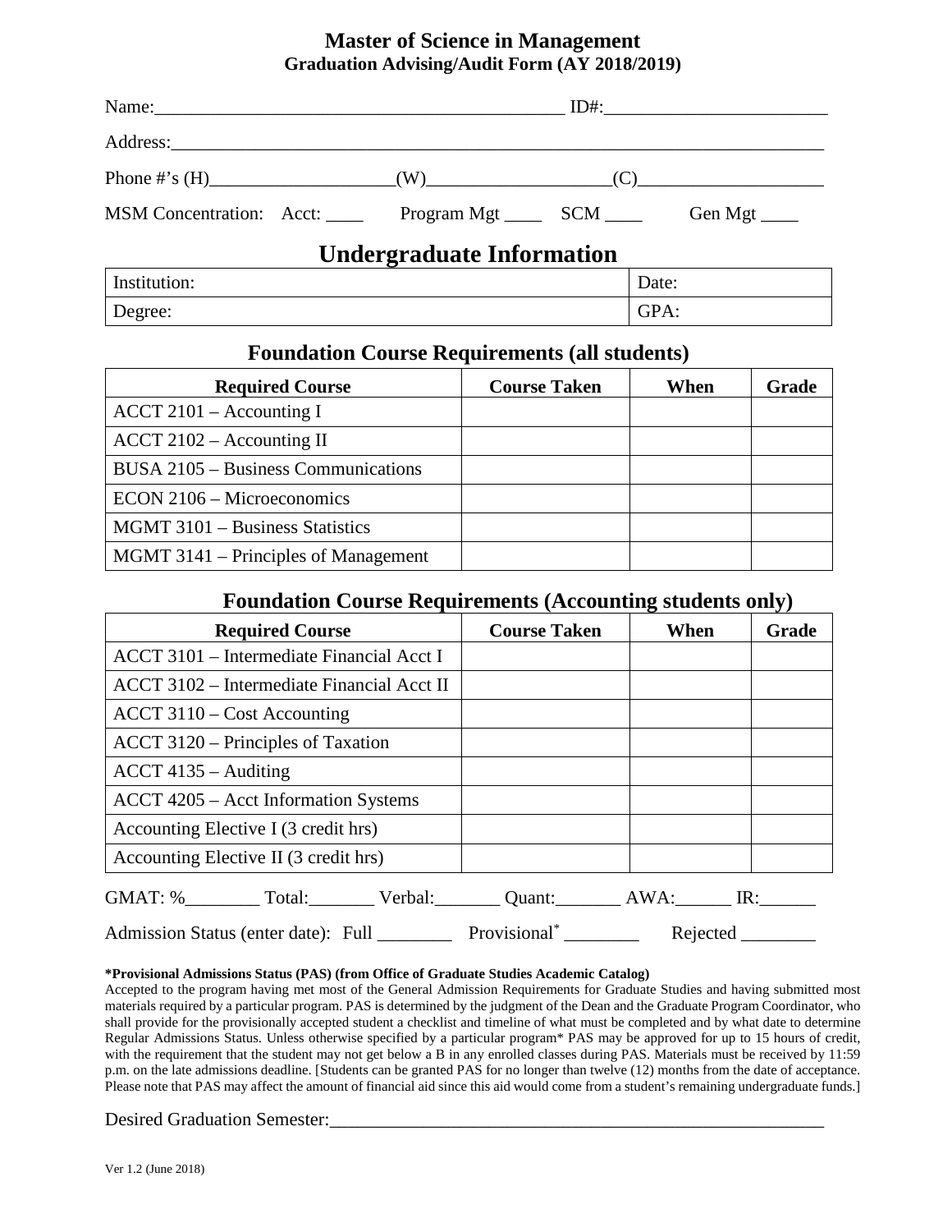# Master of Science in Management

## Graduation Advising/Audit Form (AY 2018/2019)

Name:_____________________________________________ ID#:_________________________

Address:_______________________________________________________________________

Phone #'s (H)____________________(W)____________________(C)____________________

MSM Concentration: Acct: ____ Program Mgt ____ SCM ____ Gen Mgt ____

## Undergraduate Information

| Institution: | Date: |
|---|---|
| Degree: | GPA: |

## Foundation Course Requirements (all students)

| Required Course | Course Taken | When | Grade |
|---|---|---|---|
| ACCT 2101 – Accounting I | | | |
| ACCT 2102 – Accounting II | | | |
| BUSA 2105 – Business Communications | | | |
| ECON 2106 – Microeconomics | | | |
| MGMT 3101 – Business Statistics | | | |
| MGMT 3141 – Principles of Management | | | |

## Foundation Course Requirements (Accounting students only)

| Required Course | Course Taken | When | Grade |
|---|---|---|---|
| ACCT 3101 – Intermediate Financial Acct I | | | |
| ACCT 3102 – Intermediate Financial Acct II | | | |
| ACCT 3110 – Cost Accounting | | | |
| ACCT 3120 – Principles of Taxation | | | |
| ACCT 4135 – Auditing | | | |
| ACCT 4205 – Acct Information Systems | | | |
| Accounting Elective I (3 credit hrs) | | | |
| Accounting Elective II (3 credit hrs) | | | |

GMAT: %________ Total:_______ Verbal:_______ Quant:_______ AWA:______ IR:______

Admission Status (enter date): Full ________ Provisional* ________ Rejected ________

**\*Provisional Admissions Status (PAS) (from Office of Graduate Studies Academic Catalog)**
Accepted to the program having met most of the General Admission Requirements for Graduate Studies and having submitted most materials required by a particular program. PAS is determined by the judgment of the Dean and the Graduate Program Coordinator, who shall provide for the provisionally accepted student a checklist and timeline of what must be completed and by what date to determine Regular Admissions Status. Unless otherwise specified by a particular program* PAS may be approved for up to 15 hours of credit, with the requirement that the student may not get below a B in any enrolled classes during PAS. Materials must be received by 11:59 p.m. on the late admissions deadline. [Students can be granted PAS for no longer than twelve (12) months from the date of acceptance. Please note that PAS may affect the amount of financial aid since this aid would come from a student's remaining undergraduate funds.]

Desired Graduation Semester:_______________________________________________________

Ver 1.2 (June 2018)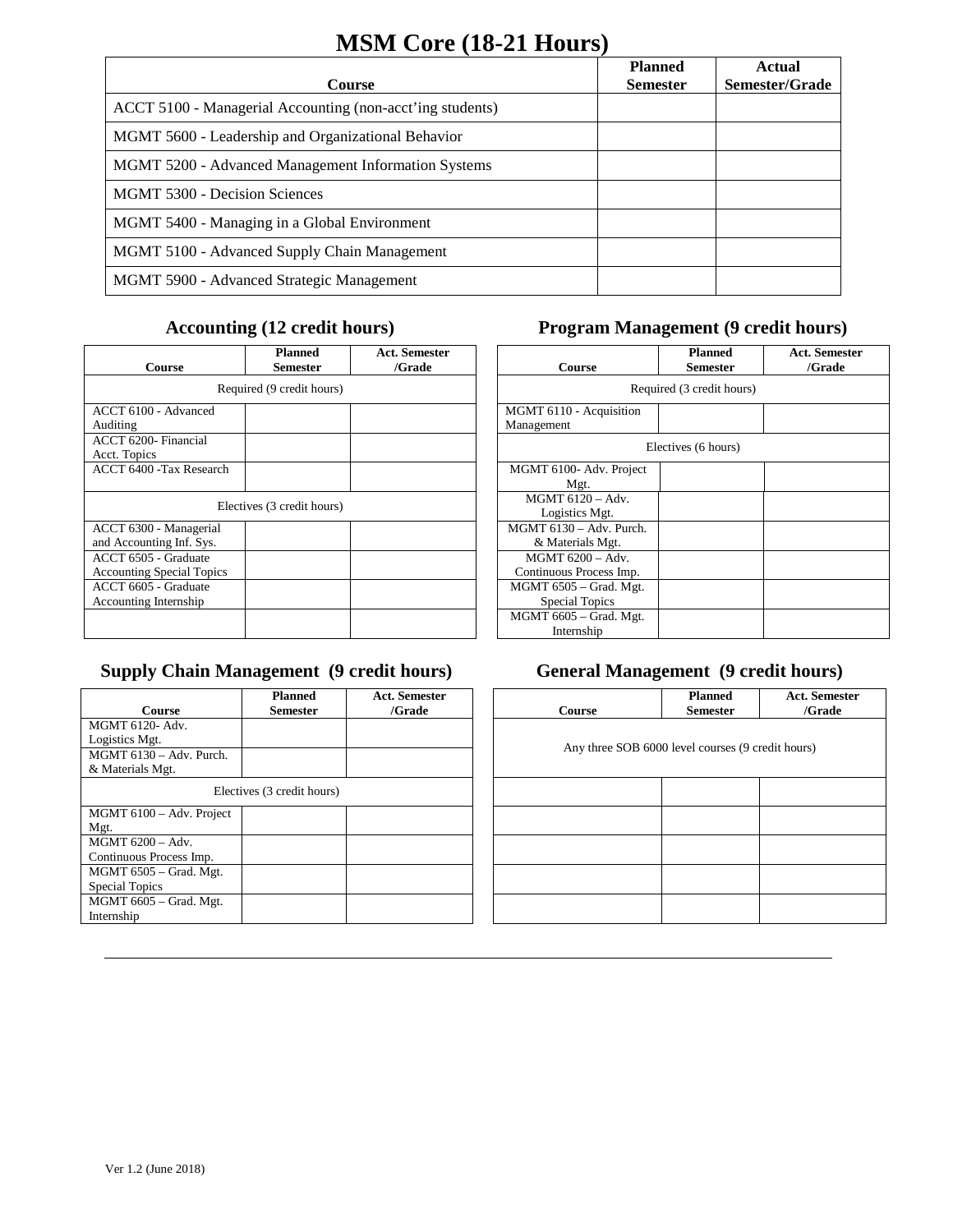# MSM Core (18-21 Hours)

| Course | Planned Semester | Actual Semester/Grade |
|---|---|---|
| ACCT 5100 - Managerial Accounting (non-acct'ing students) | | |
| MGMT 5600 - Leadership and Organizational Behavior | | |
| MGMT 5200 - Advanced Management Information Systems | | |
| MGMT 5300 - Decision Sciences | | |
| MGMT 5400 - Managing in a Global Environment | | |
| MGMT 5100 - Advanced Supply Chain Management | | |
| MGMT 5900 - Advanced Strategic Management | | |

## Accounting (12 credit hours)

| Course | Planned Semester | Act. Semester /Grade |
|---|---|---|
| Required (9 credit hours) | | |
| ACCT 6100 - Advanced Auditing | | |
| ACCT 6200- Financial Acct. Topics | | |
| ACCT 6400 -Tax Research | | |
| Electives (3 credit hours) | | |
| ACCT 6300 - Managerial and Accounting Inf. Sys. | | |
| ACCT 6505 - Graduate Accounting Special Topics | | |
| ACCT 6605 - Graduate Accounting Internship | | |
| | | |

## Program Management (9 credit hours)

| Course | Planned Semester | Act. Semester /Grade |
|---|---|---|
| Required (3 credit hours) | | |
| MGMT 6110 - Acquisition Management | | |
| Electives (6 hours) | | |
| MGMT 6100- Adv. Project Mgt. | | |
| MGMT 6120 – Adv. Logistics Mgt. | | |
| MGMT 6130 – Adv. Purch. & Materials Mgt. | | |
| MGMT 6200 – Adv. Continuous Process Imp. | | |
| MGMT 6505 – Grad. Mgt. Special Topics | | |
| MGMT 6605 – Grad. Mgt. Internship | | |

## Supply Chain Management (9 credit hours)

| Course | Planned Semester | Act. Semester /Grade |
|---|---|---|
| MGMT 6120- Adv. Logistics Mgt. | | |
| MGMT 6130 – Adv. Purch. & Materials Mgt. | | |
| Electives (3 credit hours) | | |
| MGMT 6100 – Adv. Project Mgt. | | |
| MGMT 6200 – Adv. Continuous Process Imp. | | |
| MGMT 6505 – Grad. Mgt. Special Topics | | |
| MGMT 6605 – Grad. Mgt. Internship | | |

## General Management (9 credit hours)

| Course | Planned Semester | Act. Semester /Grade |
|---|---|---|
| Any three SOB 6000 level courses (9 credit hours) | | |
| | | |
| | | |
| | | |
| | | |
| | | |

Ver 1.2 (June 2018)